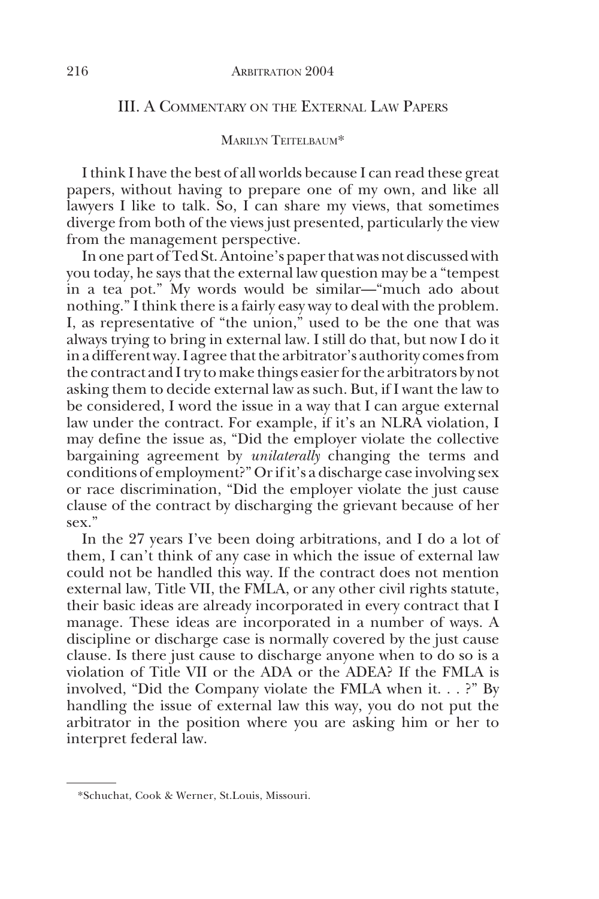## III. A Commentary on the External Law Papers

Marilyn Teitelbaum*

I think I have the best of all worlds because I can read these great papers, without having to prepare one of my own, and like all lawyers I like to talk. So, I can share my views, that sometimes diverge from both of the views just presented, particularly the view from the management perspective.

In one part of Ted St. Antoine's paper that was not discussed with you today, he says that the external law question may be a "tempest in a tea pot." My words would be similar—"much ado about nothing." I think there is a fairly easy way to deal with the problem. I, as representative of "the union," used to be the one that was always trying to bring in external law. I still do that, but now I do it in a different way. I agree that the arbitrator's authority comes from the contract and I try to make things easier for the arbitrators by not asking them to decide external law as such. But, if I want the law to be considered, I word the issue in a way that I can argue external law under the contract. For example, if it's an NLRA violation, I may define the issue as, "Did the employer violate the collective bargaining agreement by *unilaterally* changing the terms and conditions of employment?" Or if it's a discharge case involving sex or race discrimination, "Did the employer violate the just cause clause of the contract by discharging the grievant because of her sex."

In the 27 years I've been doing arbitrations, and I do a lot of them, I can't think of any case in which the issue of external law could not be handled this way. If the contract does not mention external law, Title VII, the FMLA, or any other civil rights statute, their basic ideas are already incorporated in every contract that I manage. These ideas are incorporated in a number of ways. A discipline or discharge case is normally covered by the just cause clause. Is there just cause to discharge anyone when to do so is a violation of Title VII or the ADA or the ADEA? If the FMLA is involved, "Did the Company violate the FMLA when it. . . ?" By handling the issue of external law this way, you do not put the arbitrator in the position where you are asking him or her to interpret federal law.

---

*Schuchat, Cook & Werner, St.Louis, Missouri.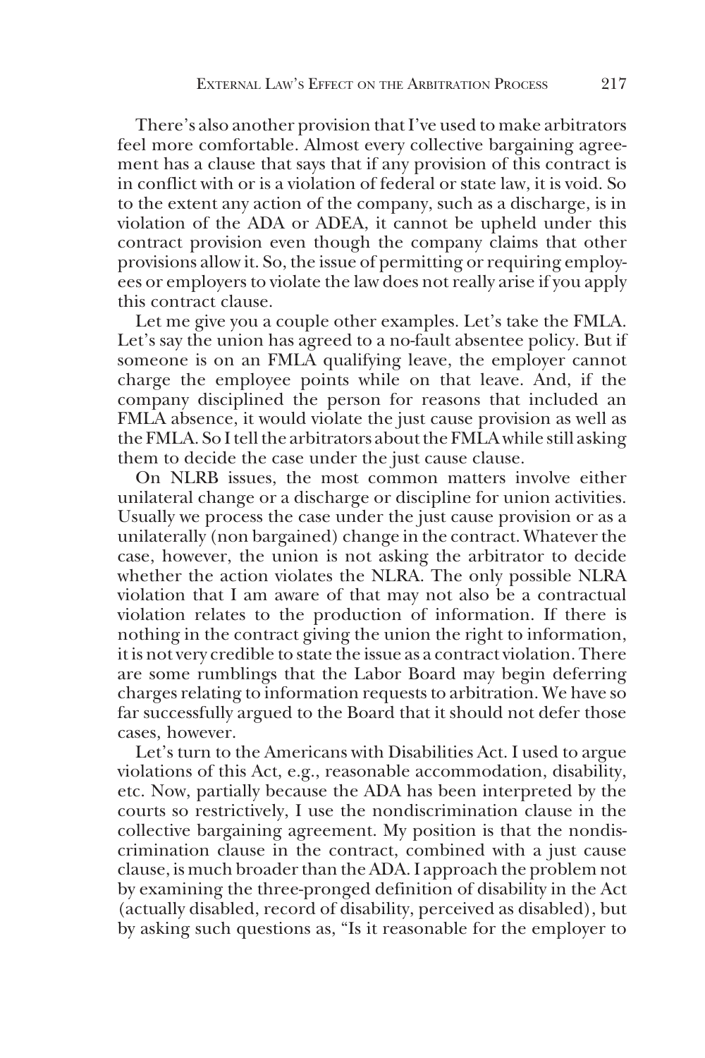There's also another provision that I've used to make arbitrators feel more comfortable. Almost every collective bargaining agreement has a clause that says that if any provision of this contract is in conflict with or is a violation of federal or state law, it is void. So to the extent any action of the company, such as a discharge, is in violation of the ADA or ADEA, it cannot be upheld under this contract provision even though the company claims that other provisions allow it. So, the issue of permitting or requiring employees or employers to violate the law does not really arise if you apply this contract clause.

Let me give you a couple other examples. Let's take the FMLA. Let's say the union has agreed to a no-fault absentee policy. But if someone is on an FMLA qualifying leave, the employer cannot charge the employee points while on that leave. And, if the company disciplined the person for reasons that included an FMLA absence, it would violate the just cause provision as well as the FMLA. So I tell the arbitrators about the FMLA while still asking them to decide the case under the just cause clause.

On NLRB issues, the most common matters involve either unilateral change or a discharge or discipline for union activities. Usually we process the case under the just cause provision or as a unilaterally (non bargained) change in the contract. Whatever the case, however, the union is not asking the arbitrator to decide whether the action violates the NLRA. The only possible NLRA violation that I am aware of that may not also be a contractual violation relates to the production of information. If there is nothing in the contract giving the union the right to information, it is not very credible to state the issue as a contract violation. There are some rumblings that the Labor Board may begin deferring charges relating to information requests to arbitration. We have so far successfully argued to the Board that it should not defer those cases, however.

Let's turn to the Americans with Disabilities Act. I used to argue violations of this Act, e.g., reasonable accommodation, disability, etc. Now, partially because the ADA has been interpreted by the courts so restrictively, I use the nondiscrimination clause in the collective bargaining agreement. My position is that the nondiscrimination clause in the contract, combined with a just cause clause, is much broader than the ADA. I approach the problem not by examining the three-pronged definition of disability in the Act (actually disabled, record of disability, perceived as disabled), but by asking such questions as, "Is it reasonable for the employer to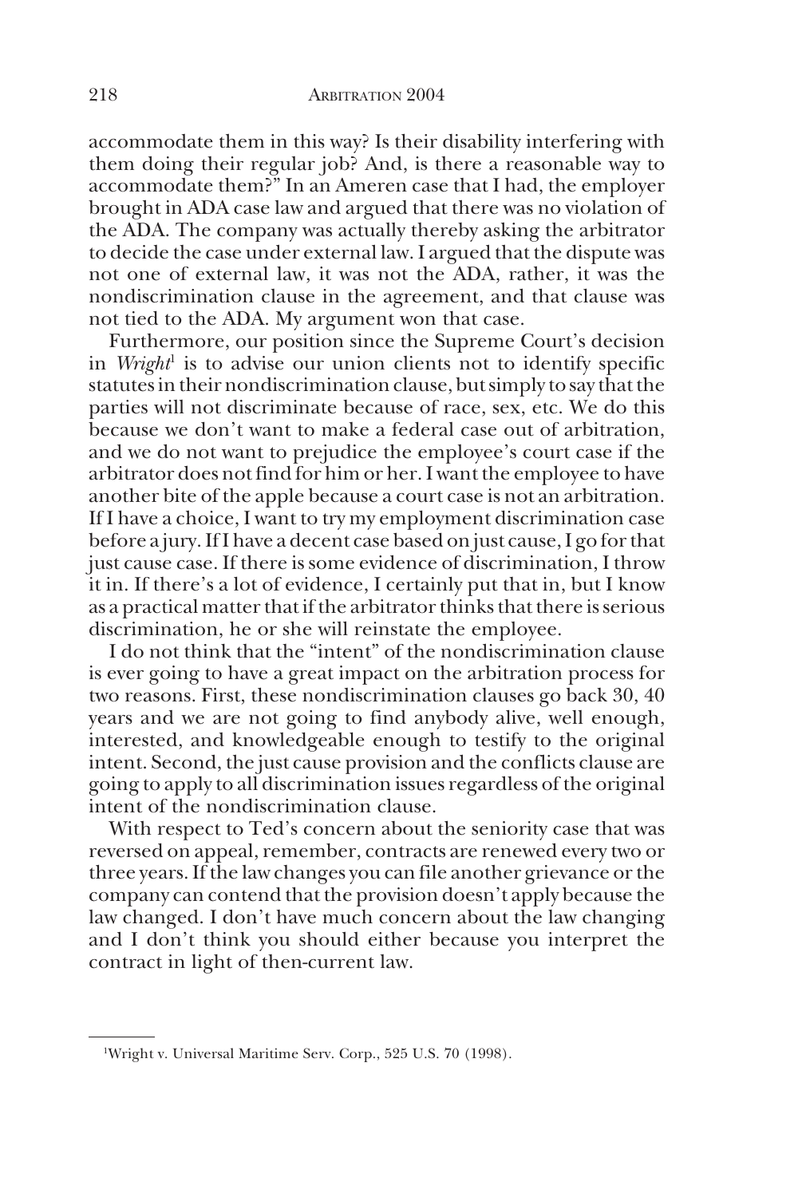accommodate them in this way? Is their disability interfering with them doing their regular job? And, is there a reasonable way to accommodate them?" In an Ameren case that I had, the employer brought in ADA case law and argued that there was no violation of the ADA. The company was actually thereby asking the arbitrator to decide the case under external law. I argued that the dispute was not one of external law, it was not the ADA, rather, it was the nondiscrimination clause in the agreement, and that clause was not tied to the ADA. My argument won that case.

Furthermore, our position since the Supreme Court's decision in *Wright*[1] is to advise our union clients not to identify specific statutes in their nondiscrimination clause, but simply to say that the parties will not discriminate because of race, sex, etc. We do this because we don't want to make a federal case out of arbitration, and we do not want to prejudice the employee's court case if the arbitrator does not find for him or her. I want the employee to have another bite of the apple because a court case is not an arbitration. If I have a choice, I want to try my employment discrimination case before a jury. If I have a decent case based on just cause, I go for that just cause case. If there is some evidence of discrimination, I throw it in. If there's a lot of evidence, I certainly put that in, but I know as a practical matter that if the arbitrator thinks that there is serious discrimination, he or she will reinstate the employee.

I do not think that the "intent" of the nondiscrimination clause is ever going to have a great impact on the arbitration process for two reasons. First, these nondiscrimination clauses go back 30, 40 years and we are not going to find anybody alive, well enough, interested, and knowledgeable enough to testify to the original intent. Second, the just cause provision and the conflicts clause are going to apply to all discrimination issues regardless of the original intent of the nondiscrimination clause.

With respect to Ted's concern about the seniority case that was reversed on appeal, remember, contracts are renewed every two or three years. If the law changes you can file another grievance or the company can contend that the provision doesn't apply because the law changed. I don't have much concern about the law changing and I don't think you should either because you interpret the contract in light of then-current law.

---

[1]Wright v. Universal Maritime Serv. Corp., 525 U.S. 70 (1998).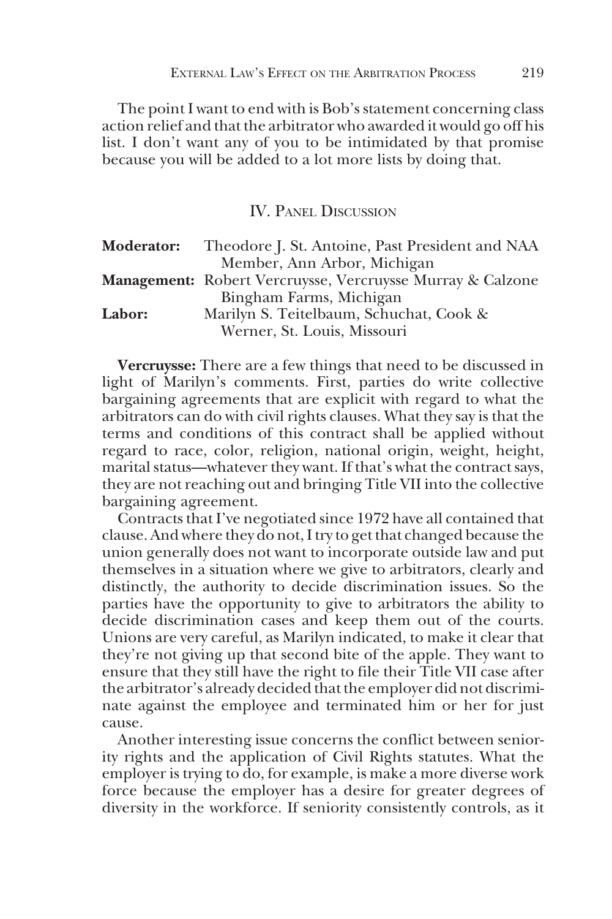The point I want to end with is Bob's statement concerning class action relief and that the arbitrator who awarded it would go off his list. I don't want any of you to be intimidated by that promise because you will be added to a lot more lists by doing that.

## IV. Panel Discussion

| | |
|---|---|
| **Moderator:** | Theodore J. St. Antoine, Past President and NAA Member, Ann Arbor, Michigan |
| **Management:** | Robert Vercruysse, Vercruysse Murray & Calzone Bingham Farms, Michigan |
| **Labor:** | Marilyn S. Teitelbaum, Schuchat, Cook & Werner, St. Louis, Missouri |

**Vercruysse:** There are a few things that need to be discussed in light of Marilyn's comments. First, parties do write collective bargaining agreements that are explicit with regard to what the arbitrators can do with civil rights clauses. What they say is that the terms and conditions of this contract shall be applied without regard to race, color, religion, national origin, weight, height, marital status—whatever they want. If that's what the contract says, they are not reaching out and bringing Title VII into the collective bargaining agreement.

Contracts that I've negotiated since 1972 have all contained that clause. And where they do not, I try to get that changed because the union generally does not want to incorporate outside law and put themselves in a situation where we give to arbitrators, clearly and distinctly, the authority to decide discrimination issues. So the parties have the opportunity to give to arbitrators the ability to decide discrimination cases and keep them out of the courts. Unions are very careful, as Marilyn indicated, to make it clear that they're not giving up that second bite of the apple. They want to ensure that they still have the right to file their Title VII case after the arbitrator's already decided that the employer did not discriminate against the employee and terminated him or her for just cause.

Another interesting issue concerns the conflict between seniority rights and the application of Civil Rights statutes. What the employer is trying to do, for example, is make a more diverse work force because the employer has a desire for greater degrees of diversity in the workforce. If seniority consistently controls, as it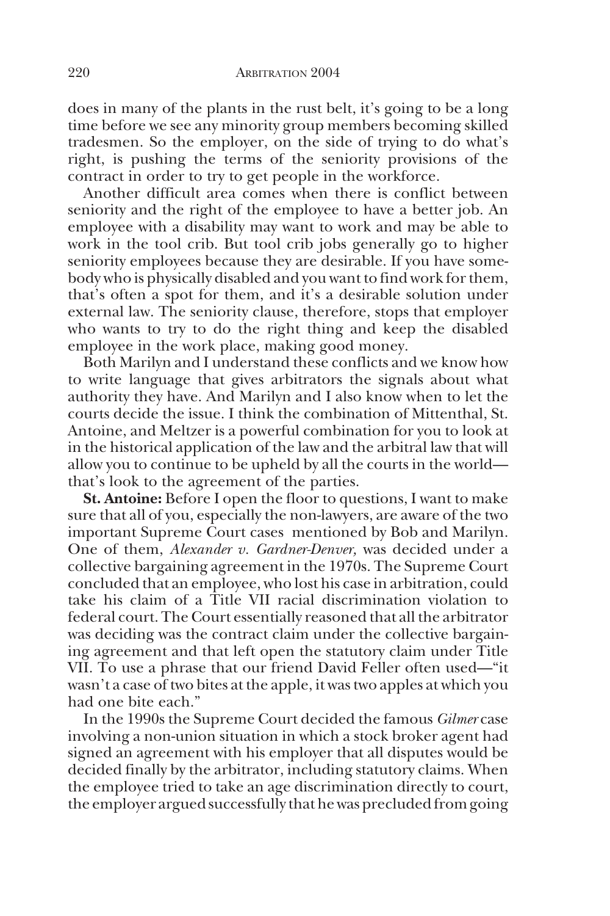does in many of the plants in the rust belt, it's going to be a long time before we see any minority group members becoming skilled tradesmen. So the employer, on the side of trying to do what's right, is pushing the terms of the seniority provisions of the contract in order to try to get people in the workforce.

Another difficult area comes when there is conflict between seniority and the right of the employee to have a better job. An employee with a disability may want to work and may be able to work in the tool crib. But tool crib jobs generally go to higher seniority employees because they are desirable. If you have somebody who is physically disabled and you want to find work for them, that's often a spot for them, and it's a desirable solution under external law. The seniority clause, therefore, stops that employer who wants to try to do the right thing and keep the disabled employee in the work place, making good money.

Both Marilyn and I understand these conflicts and we know how to write language that gives arbitrators the signals about what authority they have. And Marilyn and I also know when to let the courts decide the issue. I think the combination of Mittenthal, St. Antoine, and Meltzer is a powerful combination for you to look at in the historical application of the law and the arbitral law that will allow you to continue to be upheld by all the courts in the world—that's look to the agreement of the parties.

**St. Antoine:** Before I open the floor to questions, I want to make sure that all of you, especially the non-lawyers, are aware of the two important Supreme Court cases mentioned by Bob and Marilyn. One of them, *Alexander v. Gardner-Denver,* was decided under a collective bargaining agreement in the 1970s. The Supreme Court concluded that an employee, who lost his case in arbitration, could take his claim of a Title VII racial discrimination violation to federal court. The Court essentially reasoned that all the arbitrator was deciding was the contract claim under the collective bargaining agreement and that left open the statutory claim under Title VII. To use a phrase that our friend David Feller often used—"it wasn't a case of two bites at the apple, it was two apples at which you had one bite each."

In the 1990s the Supreme Court decided the famous *Gilmer* case involving a non-union situation in which a stock broker agent had signed an agreement with his employer that all disputes would be decided finally by the arbitrator, including statutory claims. When the employee tried to take an age discrimination directly to court, the employer argued successfully that he was precluded from going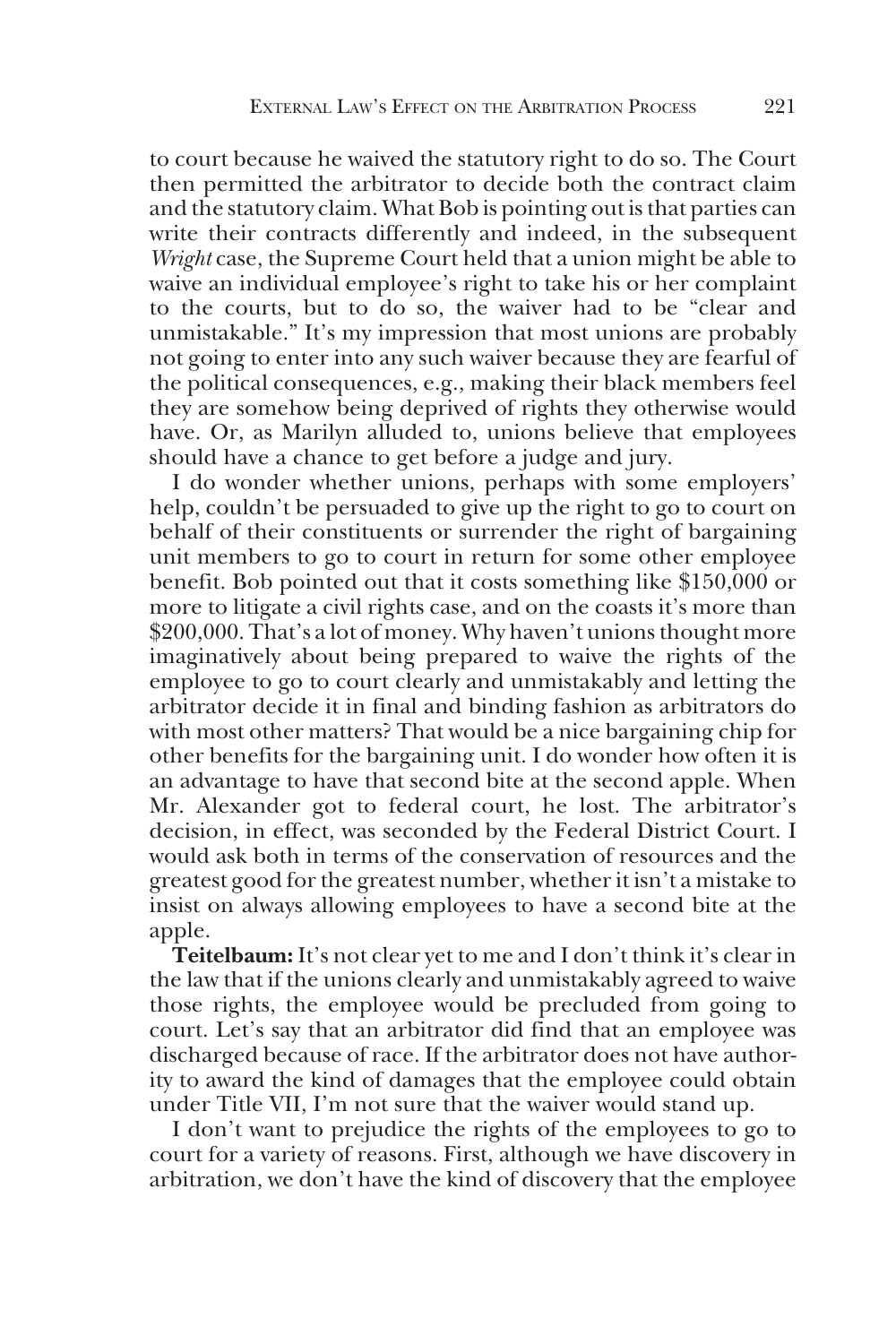to court because he waived the statutory right to do so. The Court then permitted the arbitrator to decide both the contract claim and the statutory claim. What Bob is pointing out is that parties can write their contracts differently and indeed, in the subsequent *Wright* case, the Supreme Court held that a union might be able to waive an individual employee's right to take his or her complaint to the courts, but to do so, the waiver had to be "clear and unmistakable." It's my impression that most unions are probably not going to enter into any such waiver because they are fearful of the political consequences, e.g., making their black members feel they are somehow being deprived of rights they otherwise would have. Or, as Marilyn alluded to, unions believe that employees should have a chance to get before a judge and jury.

I do wonder whether unions, perhaps with some employers' help, couldn't be persuaded to give up the right to go to court on behalf of their constituents or surrender the right of bargaining unit members to go to court in return for some other employee benefit. Bob pointed out that it costs something like $150,000 or more to litigate a civil rights case, and on the coasts it's more than $200,000. That's a lot of money. Why haven't unions thought more imaginatively about being prepared to waive the rights of the employee to go to court clearly and unmistakably and letting the arbitrator decide it in final and binding fashion as arbitrators do with most other matters? That would be a nice bargaining chip for other benefits for the bargaining unit. I do wonder how often it is an advantage to have that second bite at the second apple. When Mr. Alexander got to federal court, he lost. The arbitrator's decision, in effect, was seconded by the Federal District Court. I would ask both in terms of the conservation of resources and the greatest good for the greatest number, whether it isn't a mistake to insist on always allowing employees to have a second bite at the apple.

**Teitelbaum:** It's not clear yet to me and I don't think it's clear in the law that if the unions clearly and unmistakably agreed to waive those rights, the employee would be precluded from going to court. Let's say that an arbitrator did find that an employee was discharged because of race. If the arbitrator does not have authority to award the kind of damages that the employee could obtain under Title VII, I'm not sure that the waiver would stand up.

I don't want to prejudice the rights of the employees to go to court for a variety of reasons. First, although we have discovery in arbitration, we don't have the kind of discovery that the employee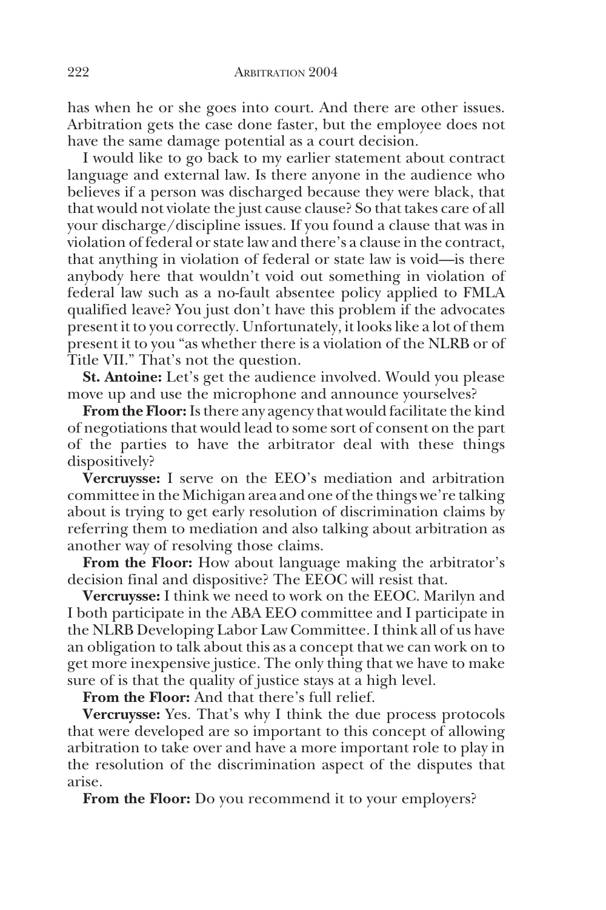has when he or she goes into court. And there are other issues. Arbitration gets the case done faster, but the employee does not have the same damage potential as a court decision.

I would like to go back to my earlier statement about contract language and external law. Is there anyone in the audience who believes if a person was discharged because they were black, that that would not violate the just cause clause? So that takes care of all your discharge/discipline issues. If you found a clause that was in violation of federal or state law and there's a clause in the contract, that anything in violation of federal or state law is void—is there anybody here that wouldn't void out something in violation of federal law such as a no-fault absentee policy applied to FMLA qualified leave? You just don't have this problem if the advocates present it to you correctly. Unfortunately, it looks like a lot of them present it to you "as whether there is a violation of the NLRB or of Title VII." That's not the question.

**St. Antoine:** Let's get the audience involved. Would you please move up and use the microphone and announce yourselves?

**From the Floor:** Is there any agency that would facilitate the kind of negotiations that would lead to some sort of consent on the part of the parties to have the arbitrator deal with these things dispositively?

**Vercruysse:** I serve on the EEO's mediation and arbitration committee in the Michigan area and one of the things we're talking about is trying to get early resolution of discrimination claims by referring them to mediation and also talking about arbitration as another way of resolving those claims.

**From the Floor:** How about language making the arbitrator's decision final and dispositive? The EEOC will resist that.

**Vercruysse:** I think we need to work on the EEOC. Marilyn and I both participate in the ABA EEO committee and I participate in the NLRB Developing Labor Law Committee. I think all of us have an obligation to talk about this as a concept that we can work on to get more inexpensive justice. The only thing that we have to make sure of is that the quality of justice stays at a high level.

**From the Floor:** And that there's full relief.

**Vercruysse:** Yes. That's why I think the due process protocols that were developed are so important to this concept of allowing arbitration to take over and have a more important role to play in the resolution of the discrimination aspect of the disputes that arise.

**From the Floor:** Do you recommend it to your employers?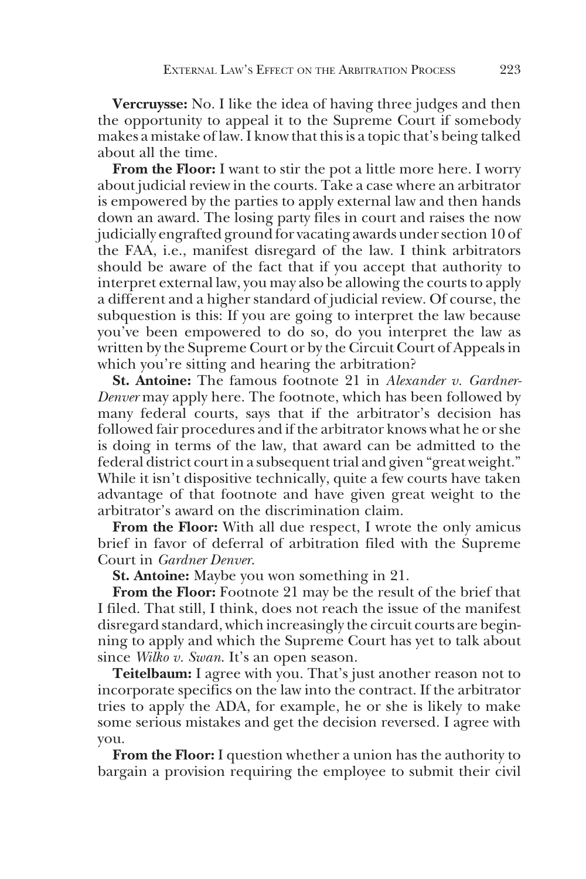**Vercruysse:** No. I like the idea of having three judges and then the opportunity to appeal it to the Supreme Court if somebody makes a mistake of law. I know that this is a topic that's being talked about all the time.

**From the Floor:** I want to stir the pot a little more here. I worry about judicial review in the courts. Take a case where an arbitrator is empowered by the parties to apply external law and then hands down an award. The losing party files in court and raises the now judicially engrafted ground for vacating awards under section 10 of the FAA, i.e., manifest disregard of the law. I think arbitrators should be aware of the fact that if you accept that authority to interpret external law, you may also be allowing the courts to apply a different and a higher standard of judicial review. Of course, the subquestion is this: If you are going to interpret the law because you've been empowered to do so, do you interpret the law as written by the Supreme Court or by the Circuit Court of Appeals in which you're sitting and hearing the arbitration?

**St. Antoine:** The famous footnote 21 in *Alexander v. Gardner-Denver* may apply here. The footnote, which has been followed by many federal courts, says that if the arbitrator's decision has followed fair procedures and if the arbitrator knows what he or she is doing in terms of the law, that award can be admitted to the federal district court in a subsequent trial and given "great weight." While it isn't dispositive technically, quite a few courts have taken advantage of that footnote and have given great weight to the arbitrator's award on the discrimination claim.

**From the Floor:** With all due respect, I wrote the only amicus brief in favor of deferral of arbitration filed with the Supreme Court in *Gardner Denver*.

**St. Antoine:** Maybe you won something in 21.

**From the Floor:** Footnote 21 may be the result of the brief that I filed. That still, I think, does not reach the issue of the manifest disregard standard, which increasingly the circuit courts are beginning to apply and which the Supreme Court has yet to talk about since *Wilko v. Swan*. It's an open season.

**Teitelbaum:** I agree with you. That's just another reason not to incorporate specifics on the law into the contract. If the arbitrator tries to apply the ADA, for example, he or she is likely to make some serious mistakes and get the decision reversed. I agree with you.

**From the Floor:** I question whether a union has the authority to bargain a provision requiring the employee to submit their civil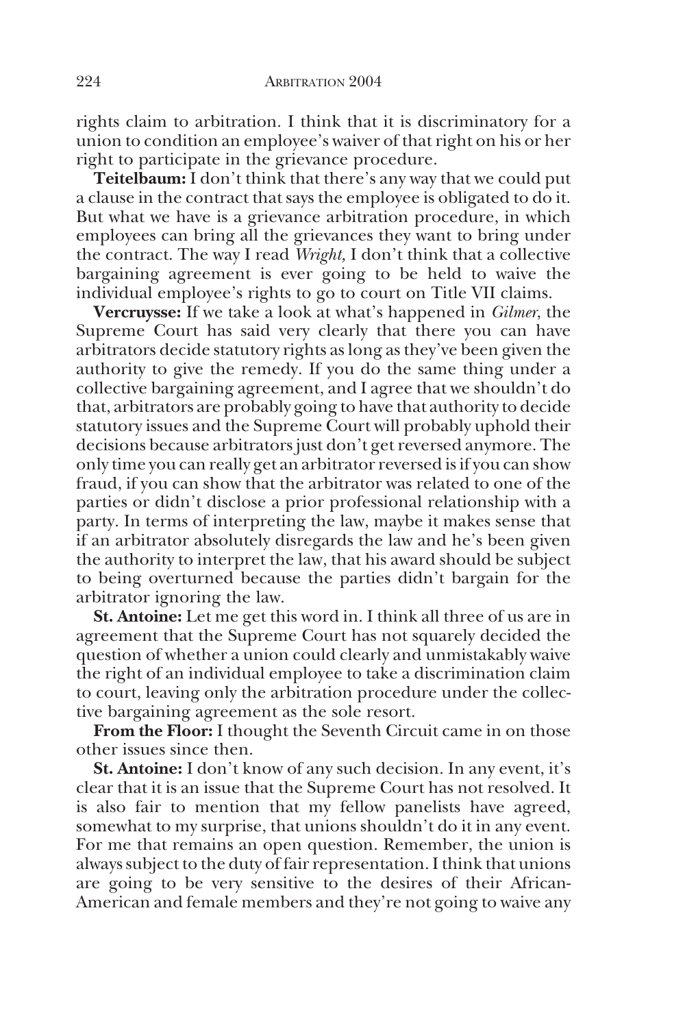rights claim to arbitration. I think that it is discriminatory for a union to condition an employee's waiver of that right on his or her right to participate in the grievance procedure.

**Teitelbaum:** I don't think that there's any way that we could put a clause in the contract that says the employee is obligated to do it. But what we have is a grievance arbitration procedure, in which employees can bring all the grievances they want to bring under the contract. The way I read *Wright,* I don't think that a collective bargaining agreement is ever going to be held to waive the individual employee's rights to go to court on Title VII claims.

**Vercruysse:** If we take a look at what's happened in *Gilmer*, the Supreme Court has said very clearly that there you can have arbitrators decide statutory rights as long as they've been given the authority to give the remedy. If you do the same thing under a collective bargaining agreement, and I agree that we shouldn't do that, arbitrators are probably going to have that authority to decide statutory issues and the Supreme Court will probably uphold their decisions because arbitrators just don't get reversed anymore. The only time you can really get an arbitrator reversed is if you can show fraud, if you can show that the arbitrator was related to one of the parties or didn't disclose a prior professional relationship with a party. In terms of interpreting the law, maybe it makes sense that if an arbitrator absolutely disregards the law and he's been given the authority to interpret the law, that his award should be subject to being overturned because the parties didn't bargain for the arbitrator ignoring the law.

**St. Antoine:** Let me get this word in. I think all three of us are in agreement that the Supreme Court has not squarely decided the question of whether a union could clearly and unmistakably waive the right of an individual employee to take a discrimination claim to court, leaving only the arbitration procedure under the collective bargaining agreement as the sole resort.

**From the Floor:** I thought the Seventh Circuit came in on those other issues since then.

**St. Antoine:** I don't know of any such decision. In any event, it's clear that it is an issue that the Supreme Court has not resolved. It is also fair to mention that my fellow panelists have agreed, somewhat to my surprise, that unions shouldn't do it in any event. For me that remains an open question. Remember, the union is always subject to the duty of fair representation. I think that unions are going to be very sensitive to the desires of their African-American and female members and they're not going to waive any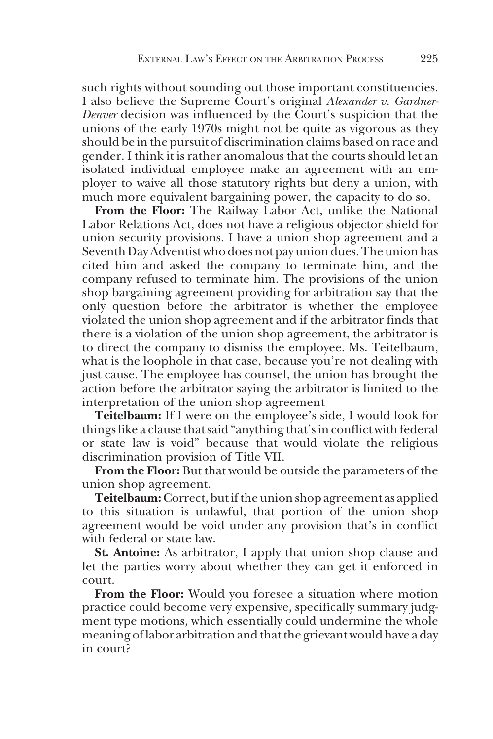such rights without sounding out those important constituencies. I also believe the Supreme Court's original *Alexander v. Gardner-Denver* decision was influenced by the Court's suspicion that the unions of the early 1970s might not be quite as vigorous as they should be in the pursuit of discrimination claims based on race and gender. I think it is rather anomalous that the courts should let an isolated individual employee make an agreement with an employer to waive all those statutory rights but deny a union, with much more equivalent bargaining power, the capacity to do so.

**From the Floor:** The Railway Labor Act, unlike the National Labor Relations Act, does not have a religious objector shield for union security provisions. I have a union shop agreement and a Seventh Day Adventist who does not pay union dues. The union has cited him and asked the company to terminate him, and the company refused to terminate him. The provisions of the union shop bargaining agreement providing for arbitration say that the only question before the arbitrator is whether the employee violated the union shop agreement and if the arbitrator finds that there is a violation of the union shop agreement, the arbitrator is to direct the company to dismiss the employee. Ms. Teitelbaum, what is the loophole in that case, because you're not dealing with just cause. The employee has counsel, the union has brought the action before the arbitrator saying the arbitrator is limited to the interpretation of the union shop agreement

**Teitelbaum:** If I were on the employee's side, I would look for things like a clause that said "anything that's in conflict with federal or state law is void" because that would violate the religious discrimination provision of Title VII.

**From the Floor:** But that would be outside the parameters of the union shop agreement.

**Teitelbaum:** Correct, but if the union shop agreement as applied to this situation is unlawful, that portion of the union shop agreement would be void under any provision that's in conflict with federal or state law.

**St. Antoine:** As arbitrator, I apply that union shop clause and let the parties worry about whether they can get it enforced in court.

**From the Floor:** Would you foresee a situation where motion practice could become very expensive, specifically summary judgment type motions, which essentially could undermine the whole meaning of labor arbitration and that the grievant would have a day in court?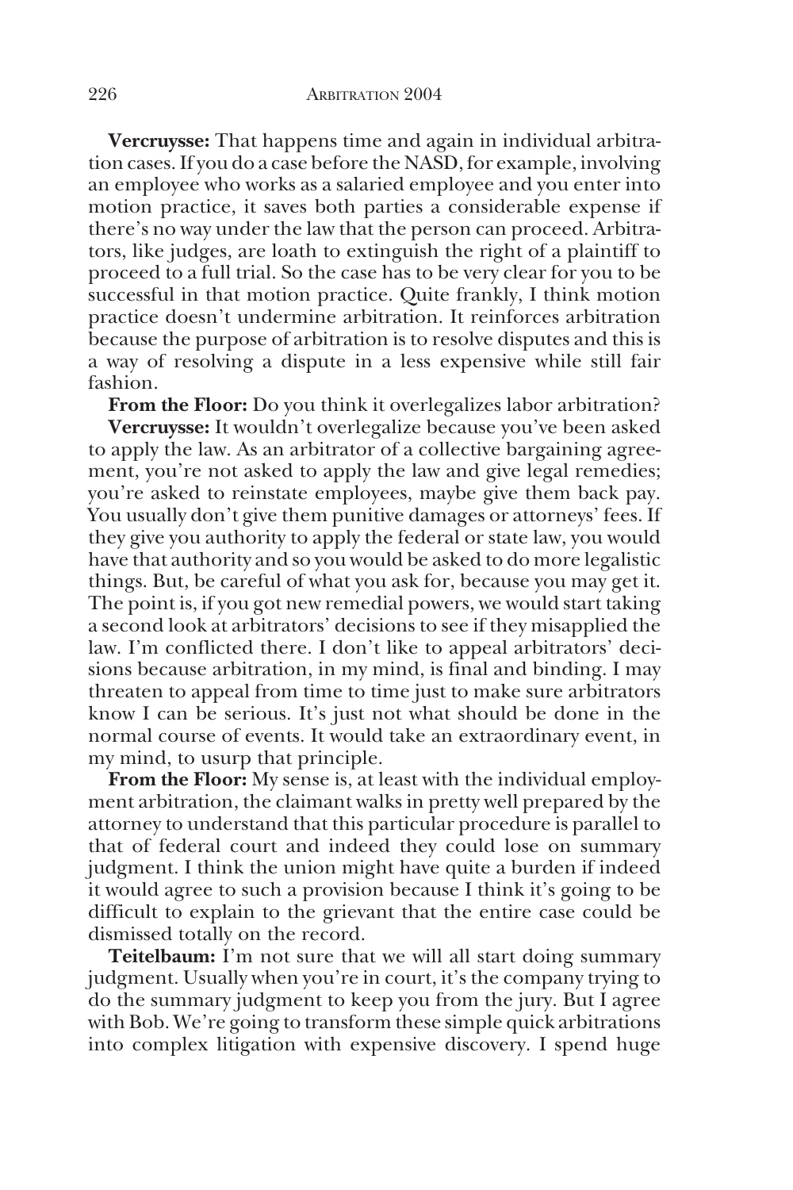**Vercruysse:** That happens time and again in individual arbitration cases. If you do a case before the NASD, for example, involving an employee who works as a salaried employee and you enter into motion practice, it saves both parties a considerable expense if there's no way under the law that the person can proceed. Arbitrators, like judges, are loath to extinguish the right of a plaintiff to proceed to a full trial. So the case has to be very clear for you to be successful in that motion practice. Quite frankly, I think motion practice doesn't undermine arbitration. It reinforces arbitration because the purpose of arbitration is to resolve disputes and this is a way of resolving a dispute in a less expensive while still fair fashion.

**From the Floor:** Do you think it overlegalizes labor arbitration?

**Vercruysse:** It wouldn't overlegalize because you've been asked to apply the law. As an arbitrator of a collective bargaining agreement, you're not asked to apply the law and give legal remedies; you're asked to reinstate employees, maybe give them back pay. You usually don't give them punitive damages or attorneys' fees. If they give you authority to apply the federal or state law, you would have that authority and so you would be asked to do more legalistic things. But, be careful of what you ask for, because you may get it. The point is, if you got new remedial powers, we would start taking a second look at arbitrators' decisions to see if they misapplied the law. I'm conflicted there. I don't like to appeal arbitrators' decisions because arbitration, in my mind, is final and binding. I may threaten to appeal from time to time just to make sure arbitrators know I can be serious. It's just not what should be done in the normal course of events. It would take an extraordinary event, in my mind, to usurp that principle.

**From the Floor:** My sense is, at least with the individual employment arbitration, the claimant walks in pretty well prepared by the attorney to understand that this particular procedure is parallel to that of federal court and indeed they could lose on summary judgment. I think the union might have quite a burden if indeed it would agree to such a provision because I think it's going to be difficult to explain to the grievant that the entire case could be dismissed totally on the record.

**Teitelbaum:** I'm not sure that we will all start doing summary judgment. Usually when you're in court, it's the company trying to do the summary judgment to keep you from the jury. But I agree with Bob. We're going to transform these simple quick arbitrations into complex litigation with expensive discovery. I spend huge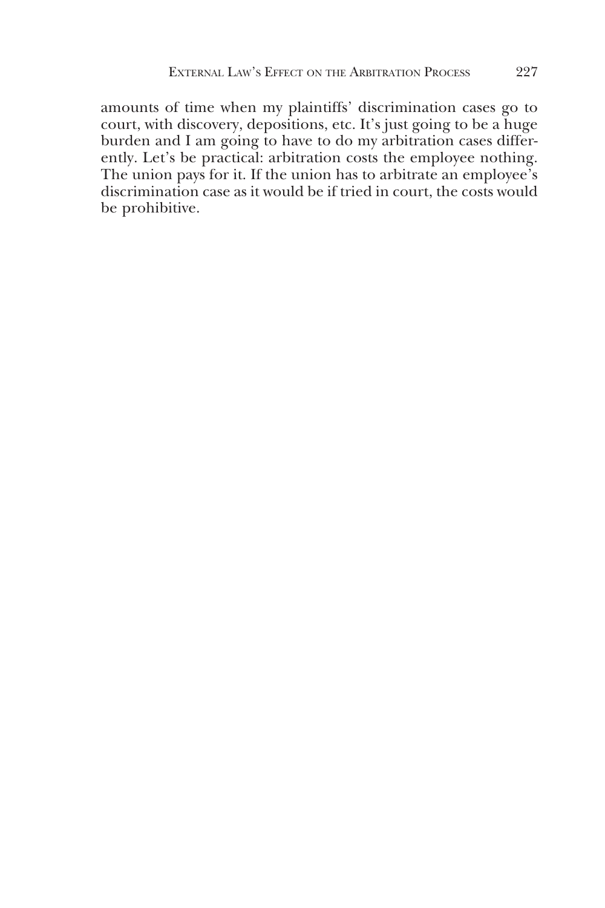amounts of time when my plaintiffs' discrimination cases go to court, with discovery, depositions, etc. It's just going to be a huge burden and I am going to have to do my arbitration cases differently. Let's be practical: arbitration costs the employee nothing. The union pays for it. If the union has to arbitrate an employee's discrimination case as it would be if tried in court, the costs would be prohibitive.